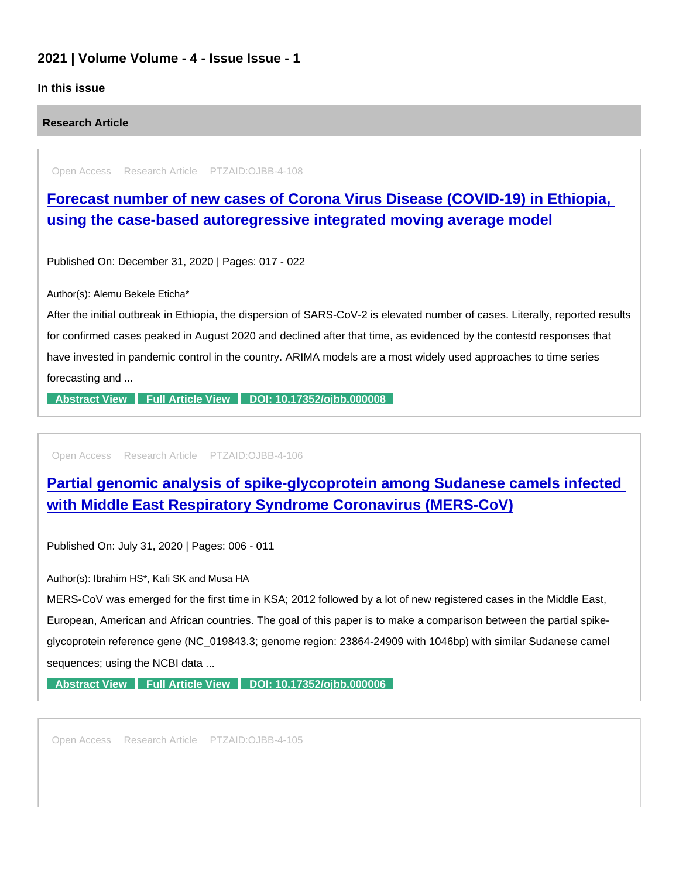## 2021 | Volume Volume - 4 - Issue Issue - 1

### In this issue

#### Research Article

Open Access Research Article PTZAID:OJBB-4-108

### [Forecast number of new cases of Corona Virus Disease (COVID-19) in Ethiopia, using the case-based autoregressive integrated moving average model]()

Published On: December 31, 2020 | Pages: 017 - 022

Author(s): Alemu Bekele Eticha*

After the initial outbreak in Ethiopia, the dispersion of SARS-CoV-2 is elevated number of cases. Literally, reported results for confirmed cases peaked in August 2020 and declined after that time, as evidenced by the contestd responses that have invested in pandemic control in the country. ARIMA models are a most widely used approaches to time series forecasting and ...

**Abstract View** **Full Article View** **DOI: 10.17352/ojbb.000008**

Open Access Research Article PTZAID:OJBB-4-106

### [Partial genomic analysis of spike-glycoprotein among Sudanese camels infected with Middle East Respiratory Syndrome Coronavirus (MERS-CoV)]()

Published On: July 31, 2020 | Pages: 006 - 011

Author(s): Ibrahim HS*, Kafi SK and Musa HA

MERS-CoV was emerged for the first time in KSA; 2012 followed by a lot of new registered cases in the Middle East, European, American and African countries. The goal of this paper is to make a comparison between the partial spike-glycoprotein reference gene (NC_019843.3; genome region: 23864-24909 with 1046bp) with similar Sudanese camel sequences; using the NCBI data ...

**Abstract View** **Full Article View** **DOI: 10.17352/ojbb.000006**

Open Access Research Article PTZAID:OJBB-4-105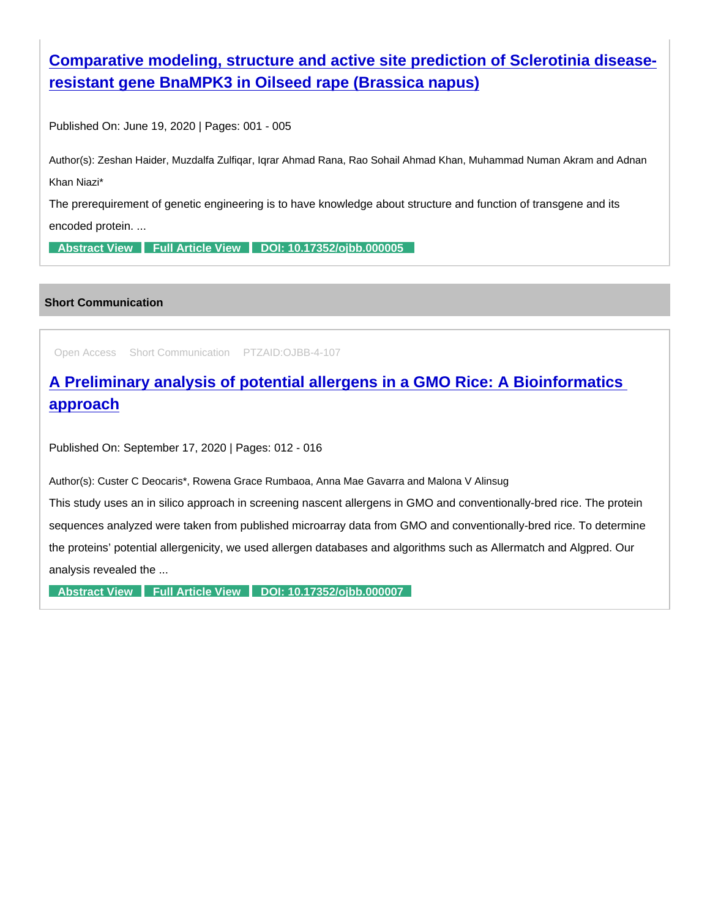## [Comparative modeling, structure and active site prediction of Sclerotinia disease-resistant gene BnaMPK3 in Oilseed rape (Brassica napus)]

Published On: June 19, 2020 | Pages: 001 - 005

Author(s): Zeshan Haider, Muzdalfa Zulfiqar, Iqrar Ahmad Rana, Rao Sohail Ahmad Khan, Muhammad Numan Akram and Adnan Khan Niazi*

The prerequirement of genetic engineering is to have knowledge about structure and function of transgene and its encoded protein. ...

Abstract View | Full Article View | DOI: 10.17352/ojbb.000005

### Short Communication

Open Access Short Communication PTZAID:OJBB-4-107

## [A Preliminary analysis of potential allergens in a GMO Rice: A Bioinformatics approach]

Published On: September 17, 2020 | Pages: 012 - 016

Author(s): Custer C Deocaris*, Rowena Grace Rumbaoa, Anna Mae Gavarra and Malona V Alinsug

This study uses an in silico approach in screening nascent allergens in GMO and conventionally-bred rice. The protein sequences analyzed were taken from published microarray data from GMO and conventionally-bred rice. To determine the proteins' potential allergenicity, we used allergen databases and algorithms such as Allermatch and Algpred. Our analysis revealed the ...

Abstract View | Full Article View | DOI: 10.17352/ojbb.000007